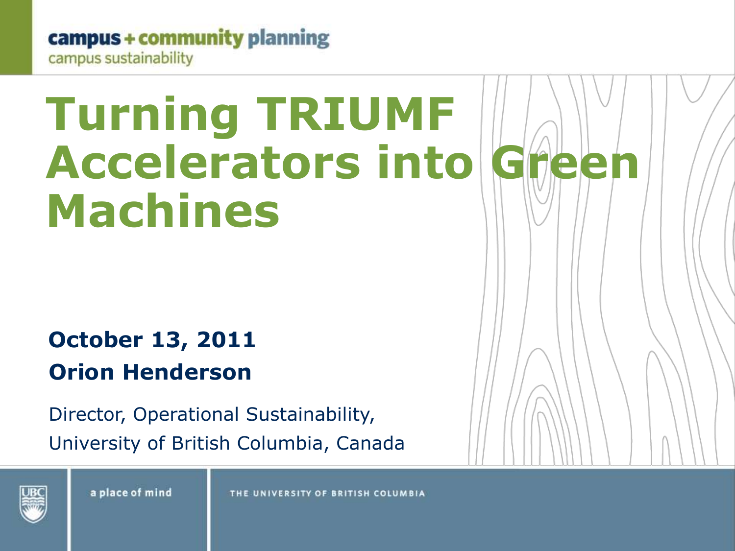campus + community planning
campus sustainability

# Turning TRIUMF Accelerators into Green Machines

**October 13, 2011**
**Orion Henderson**

Director, Operational Sustainability,
University of British Columbia, Canada

a place of mind

THE UNIVERSITY OF BRITISH COLUMBIA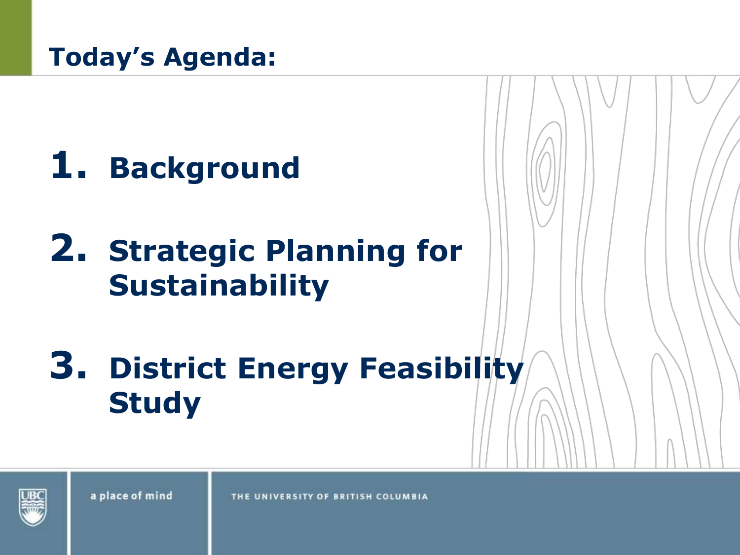# Today's Agenda:

1. **Background**

2. **Strategic Planning for Sustainability**

3. **District Energy Feasibility Study**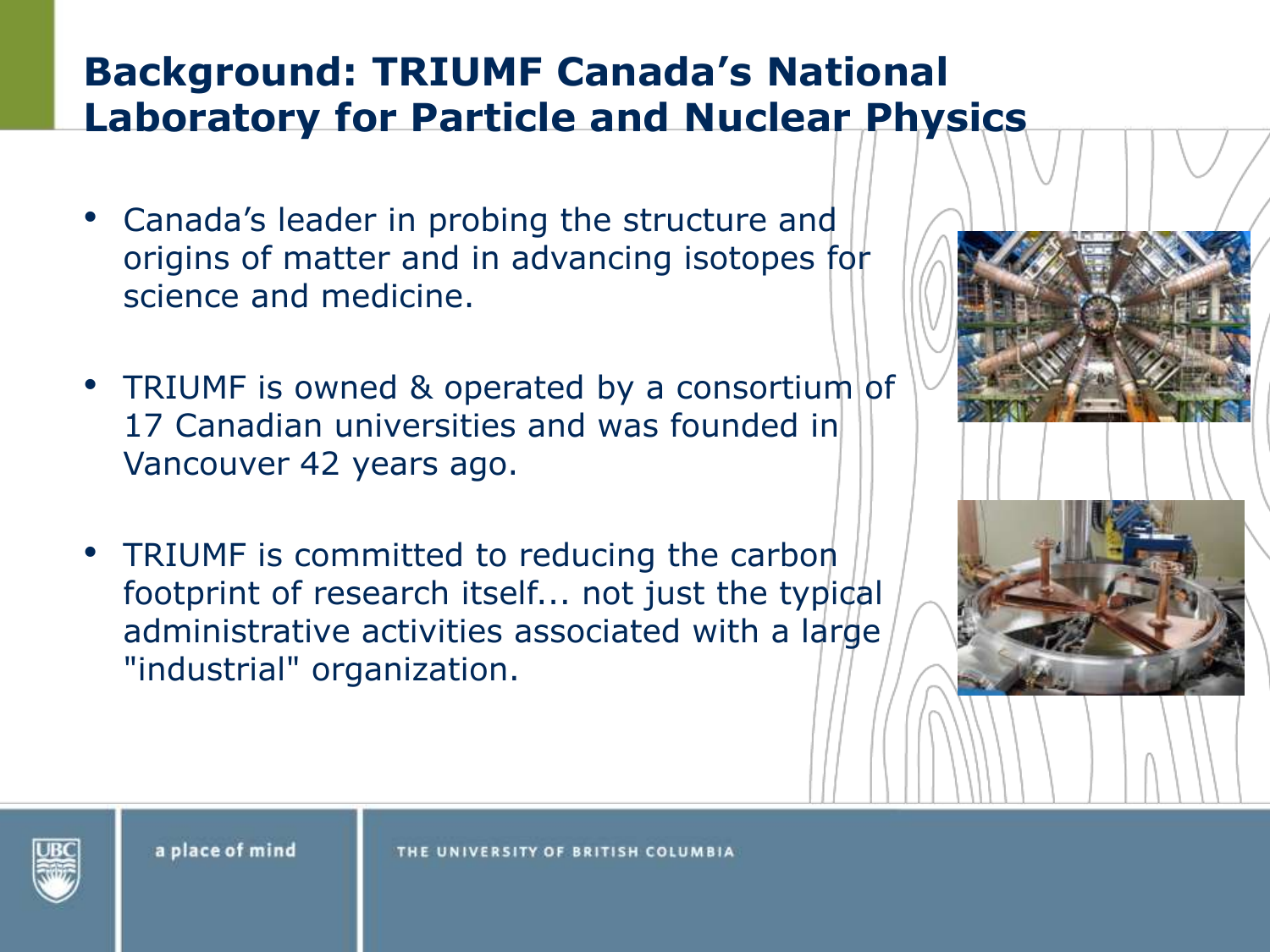# Background: TRIUMF Canada's National Laboratory for Particle and Nuclear Physics

- Canada's leader in probing the structure and origins of matter and in advancing isotopes for science and medicine.
- TRIUMF is owned & operated by a consortium of 17 Canadian universities and was founded in Vancouver 42 years ago.
- TRIUMF is committed to reducing the carbon footprint of research itself... not just the typical administrative activities associated with a large "industrial" organization.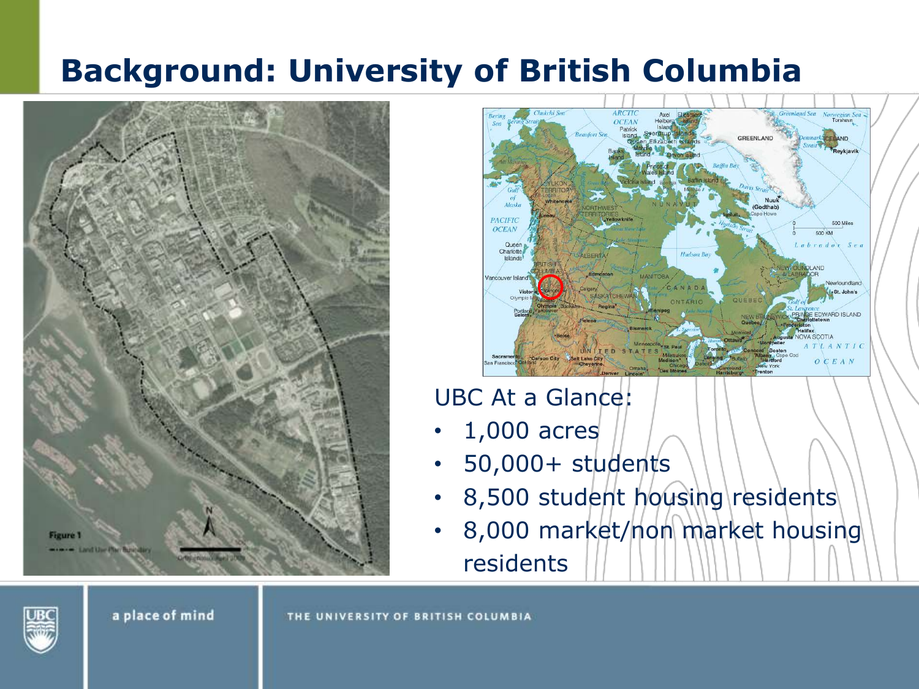# Background: University of British Columbia

UBC At a Glance:

- 1,000 acres
- 50,000+ students
- 8,500 student housing residents
- 8,000 market/non market housing residents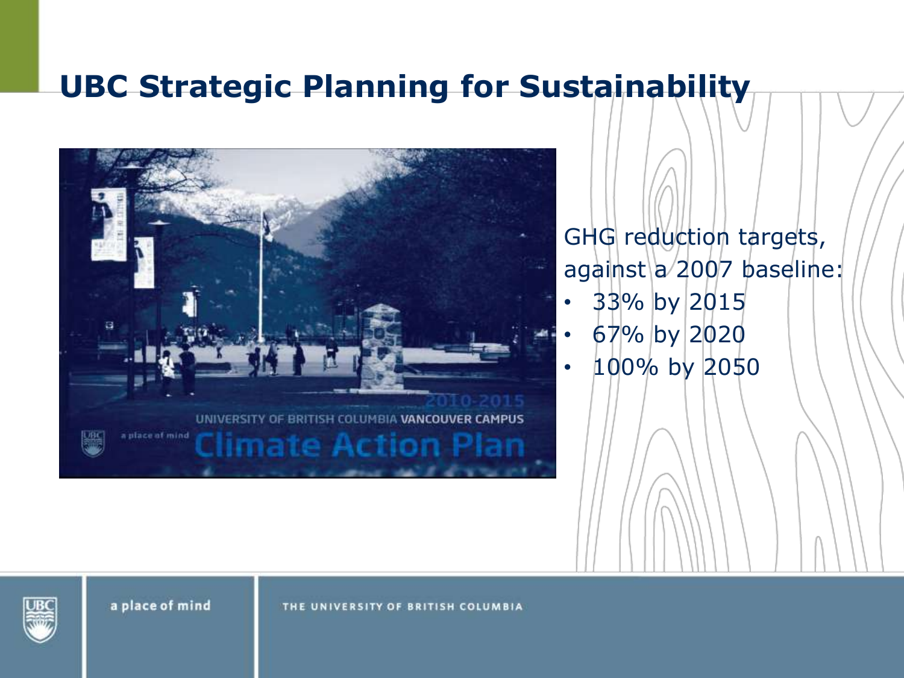# UBC Strategic Planning for Sustainability

GHG reduction targets, against a 2007 baseline:

- 33% by 2015
- 67% by 2020
- 100% by 2050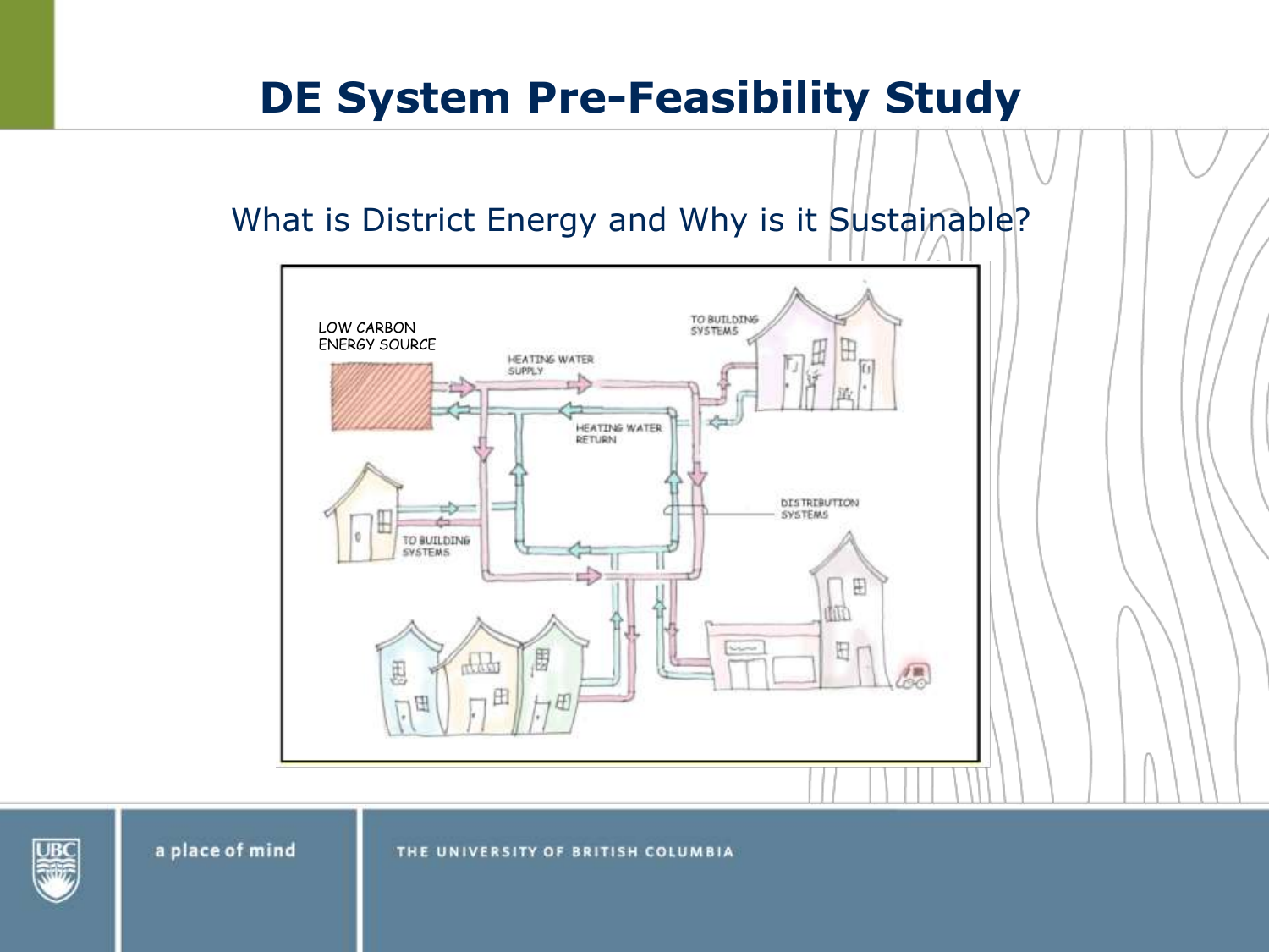# DE System Pre-Feasibility Study

What is District Energy and Why is it Sustainable?

LOW CARBON ENERGY SOURCE

HEATING WATER SUPPLY

HEATING WATER RETURN

TO BUILDING SYSTEMS

TO BUILDING SYSTEMS

DISTRIBUTION SYSTEMS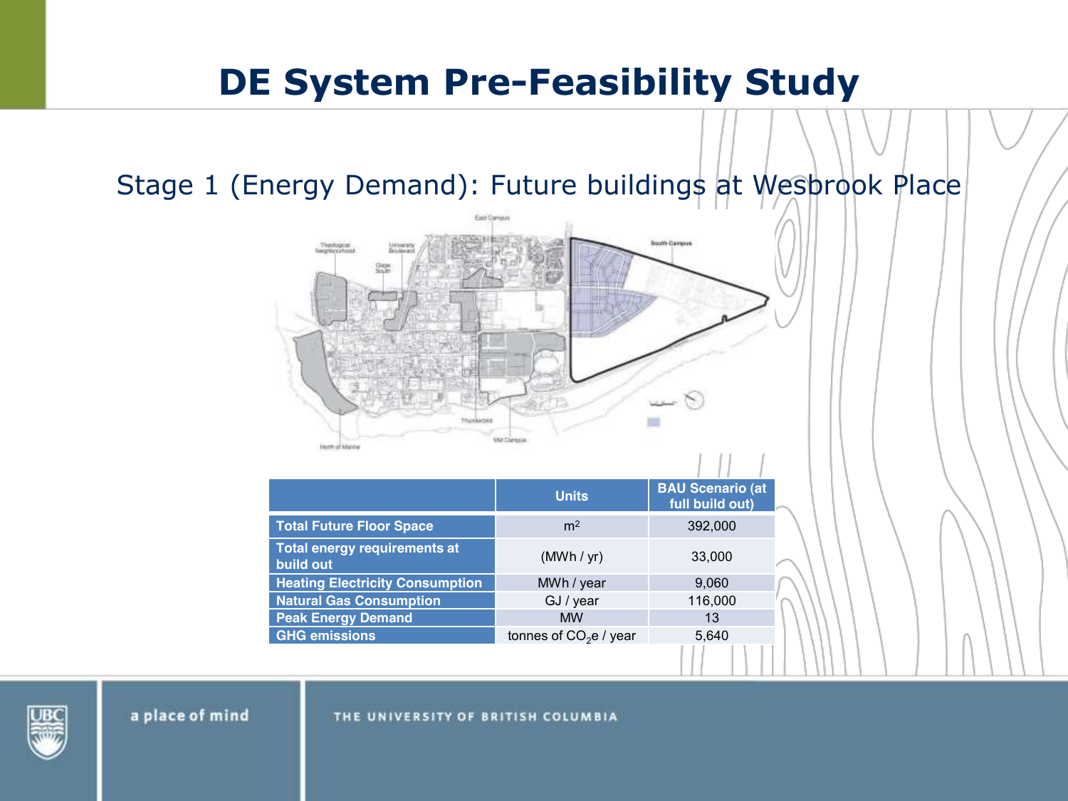# DE System Pre-Feasibility Study

## Stage 1 (Energy Demand): Future buildings at Wesbrook Place

| | Units | BAU Scenario (at full build out) |
|---|---|---|
| **Total Future Floor Space** | $m^2$ | 392,000 |
| **Total energy requirements at build out** | (MWh / yr) | 33,000 |
| **Heating Electricity Consumption** | MWh / year | 9,060 |
| **Natural Gas Consumption** | GJ / year | 116,000 |
| **Peak Energy Demand** | MW | 13 |
| **GHG emissions** | tonnes of $CO_2e$ / year | 5,640 |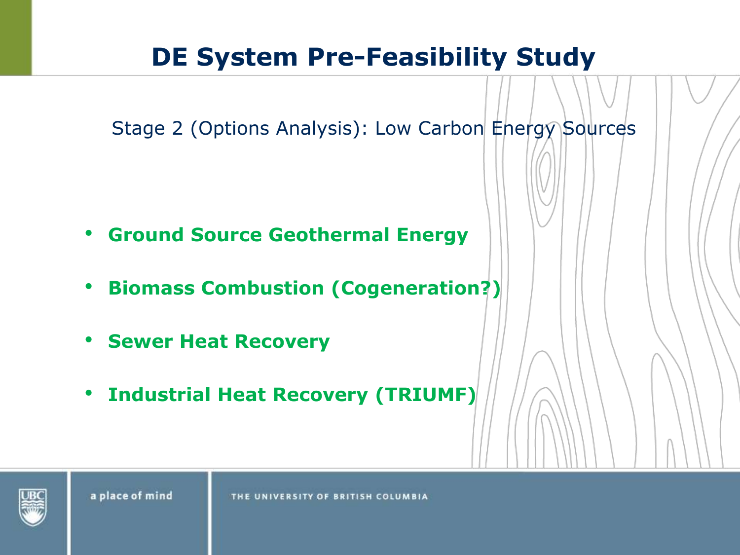# DE System Pre-Feasibility Study

Stage 2 (Options Analysis): Low Carbon Energy Sources

- **Ground Source Geothermal Energy**
- **Biomass Combustion (Cogeneration?)**
- **Sewer Heat Recovery**
- **Industrial Heat Recovery (TRIUMF)**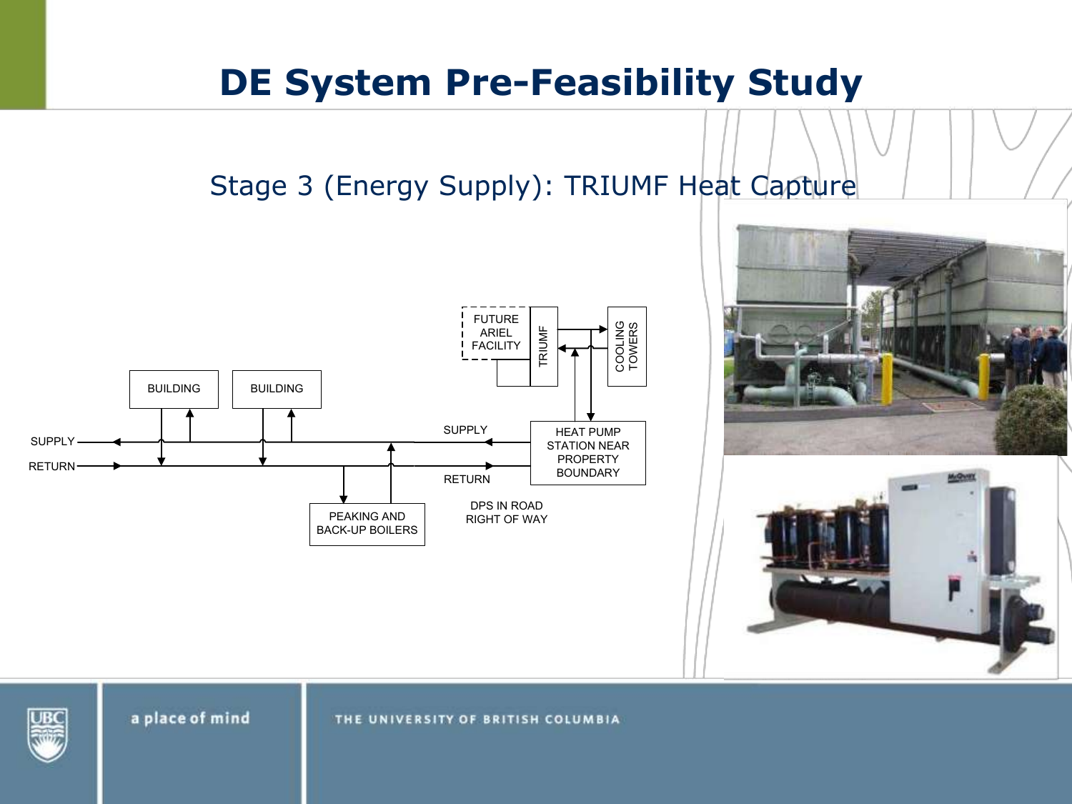# DE System Pre-Feasibility Study

## Stage 3 (Energy Supply): TRIUMF Heat Capture

FUTURE ARIEL FACILITY

TRIUMF

COOLING TOWERS

BUILDING

BUILDING

SUPPLY

RETURN

SUPPLY

RETURN

HEAT PUMP STATION NEAR PROPERTY BOUNDARY

PEAKING AND BACK-UP BOILERS

DPS IN ROAD RIGHT OF WAY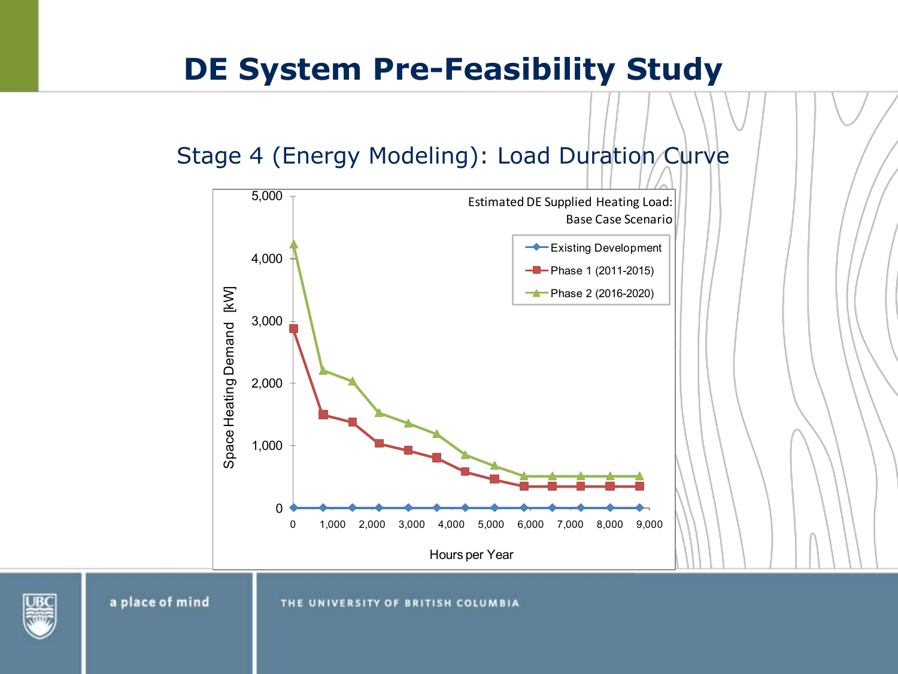# DE System Pre-Feasibility Study

## Stage 4 (Energy Modeling): Load Duration Curve

Estimated DE Supplied Heating Load:
Base Case Scenario

Existing Development
Phase 1 (2011-2015)
Phase 2 (2016-2020)

Space Heating Demand [kW]

5,000
4,000
3,000
2,000
1,000
0

0
1,000
2,000
3,000
4,000
5,000
6,000
7,000
8,000
9,000

Hours per Year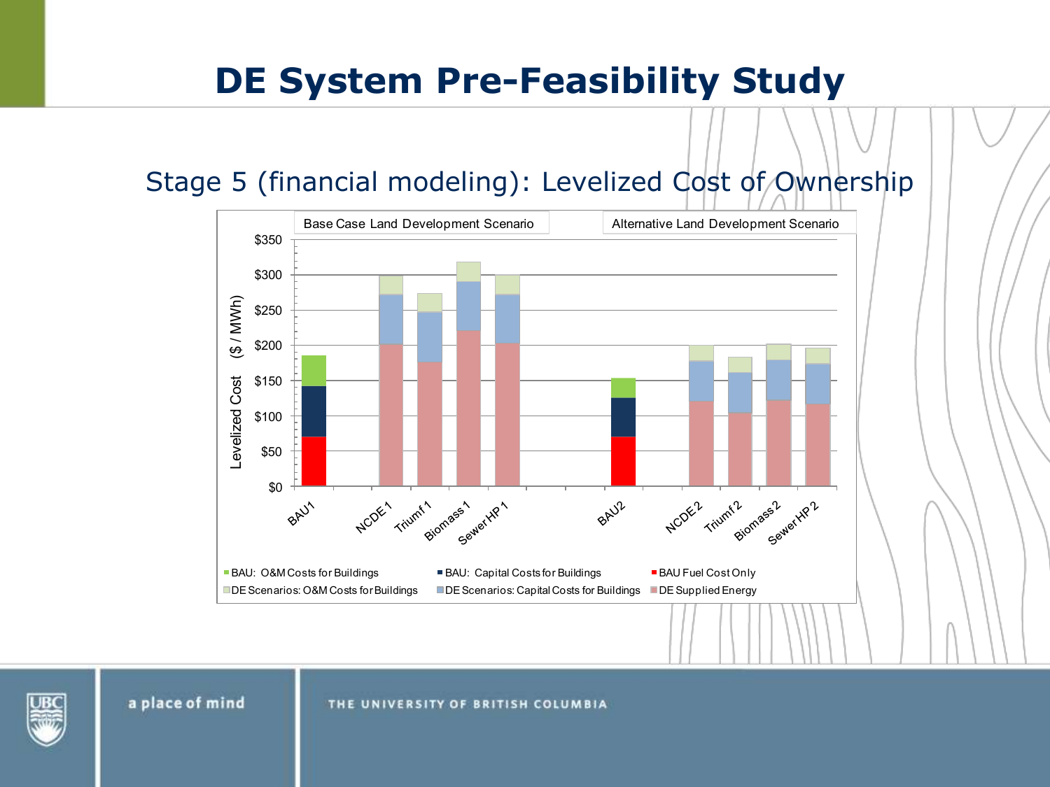# DE System Pre-Feasibility Study

## Stage 5 (financial modeling): Levelized Cost of Ownership

Base Case Land Development Scenario

Alternative Land Development Scenario

Levelized Cost ($ / MWh)

$350
$300
$250
$200
$150
$100
$50
$0

BAU1, NCDE 1, Triumf 1, Biomass 1, Sewer HP 1, BAU2, NCDE 2, Triumf 2, Biomass 2, Sewer HP 2

BAU: O&M Costs for Buildings
BAU: Capital Costs for Buildings
BAU Fuel Cost Only
DE Scenarios: O&M Costs for Buildings
DE Scenarios: Capital Costs for Buildings
DE Supplied Energy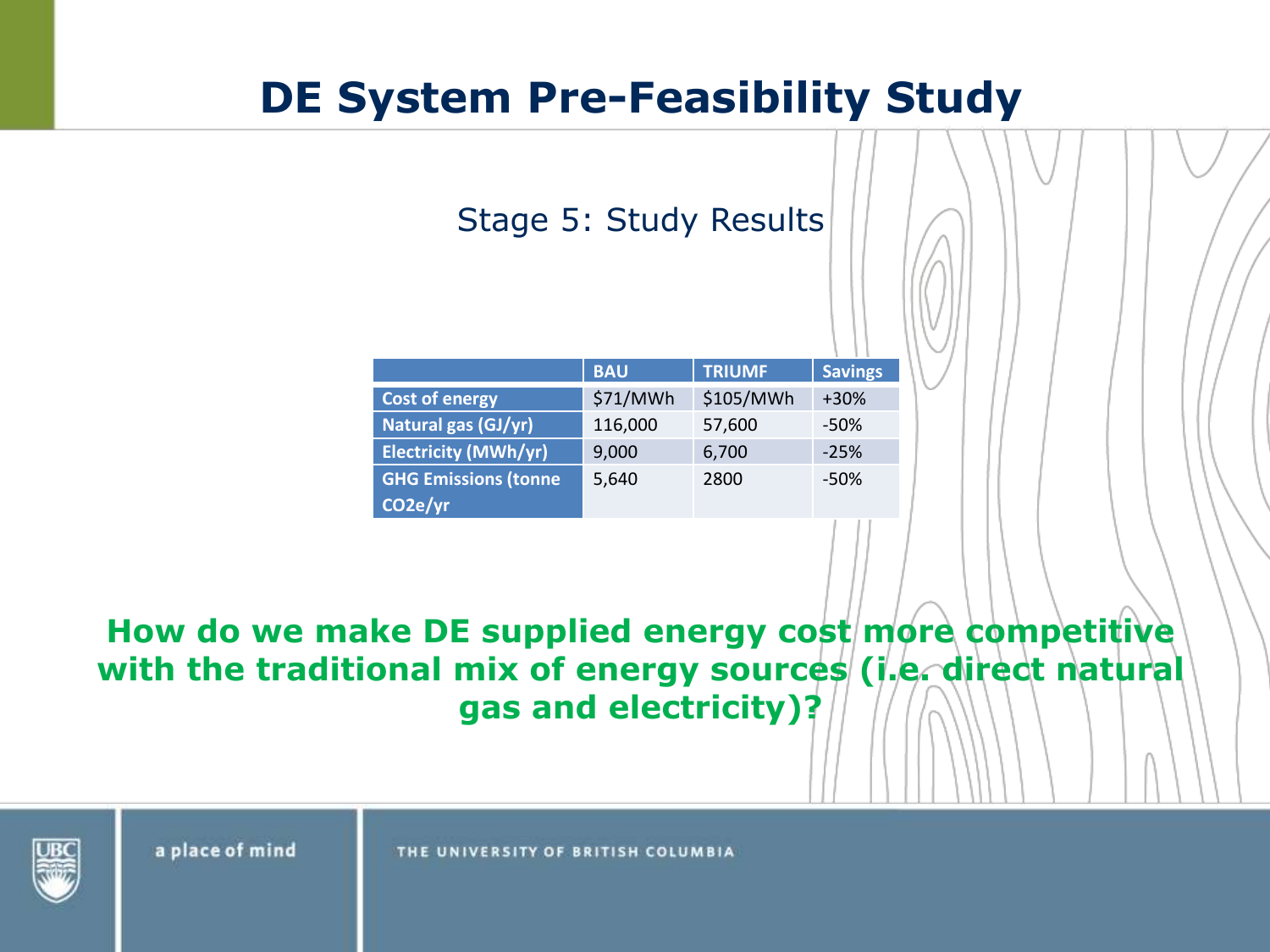# DE System Pre-Feasibility Study

## Stage 5: Study Results

| | BAU | TRIUMF | Savings |
|---|---|---|---|
| Cost of energy | $71/MWh | $105/MWh | +30% |
| Natural gas (GJ/yr) | 116,000 | 57,600 | -50% |
| Electricity (MWh/yr) | 9,000 | 6,700 | -25% |
| GHG Emissions (tonne $CO_2e$/yr | 5,640 | 2800 | -50% |

**How do we make DE supplied energy cost more competitive with the traditional mix of energy sources (i.e. direct natural gas and electricity)?**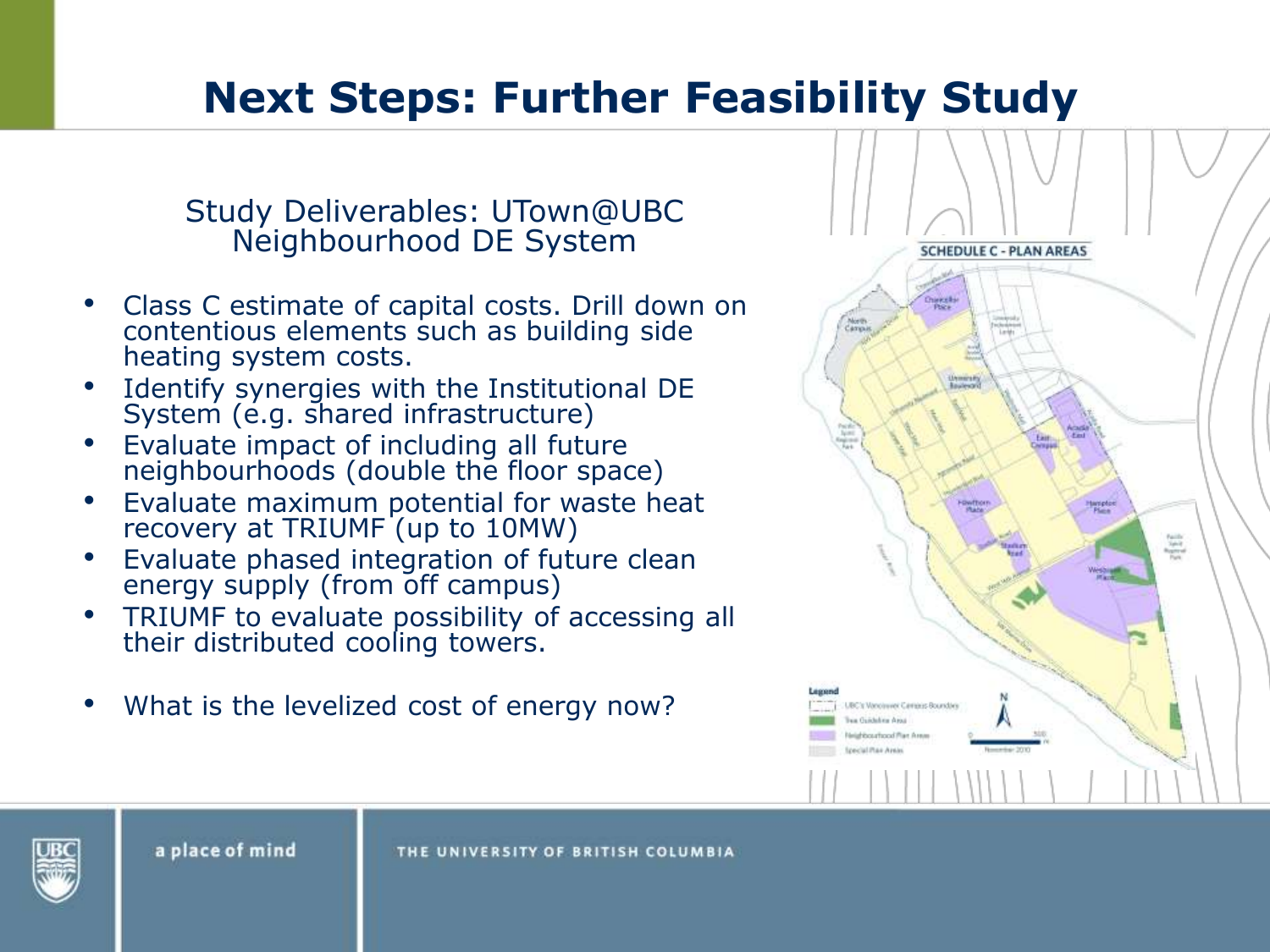# Next Steps: Further Feasibility Study

Study Deliverables: UTown@UBC Neighbourhood DE System

- Class C estimate of capital costs. Drill down on contentious elements such as building side heating system costs.
- Identify synergies with the Institutional DE System (e.g. shared infrastructure)
- Evaluate impact of including all future neighbourhoods (double the floor space)
- Evaluate maximum potential for waste heat recovery at TRIUMF (up to 10MW)
- Evaluate phased integration of future clean energy supply (from off campus)
- TRIUMF to evaluate possibility of accessing all their distributed cooling towers.
- What is the levelized cost of energy now?

SCHEDULE C - PLAN AREAS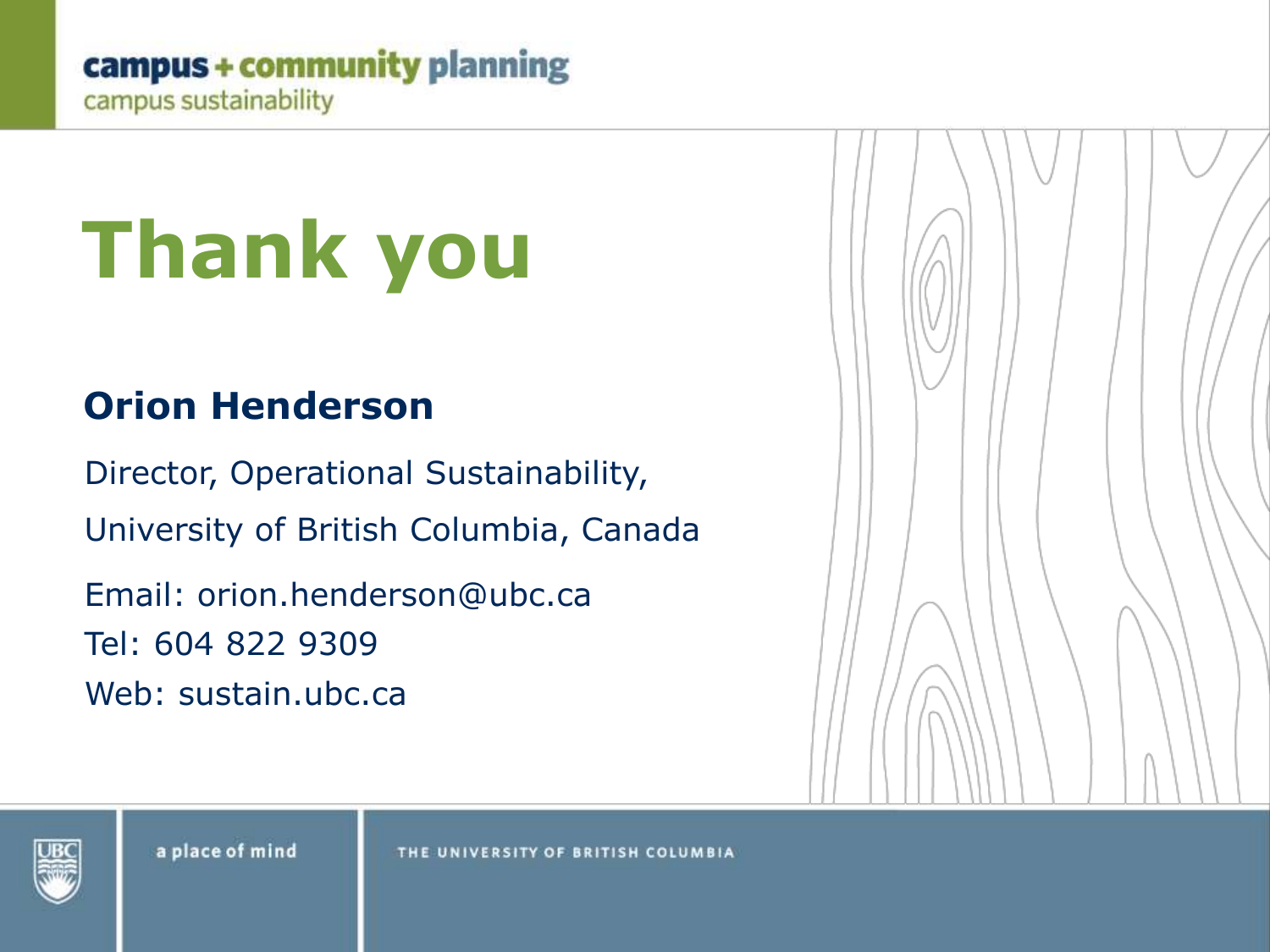# Thank you

**Orion Henderson**

Director, Operational Sustainability,

University of British Columbia, Canada

Email: orion.henderson@ubc.ca
Tel: 604 822 9309
Web: sustain.ubc.ca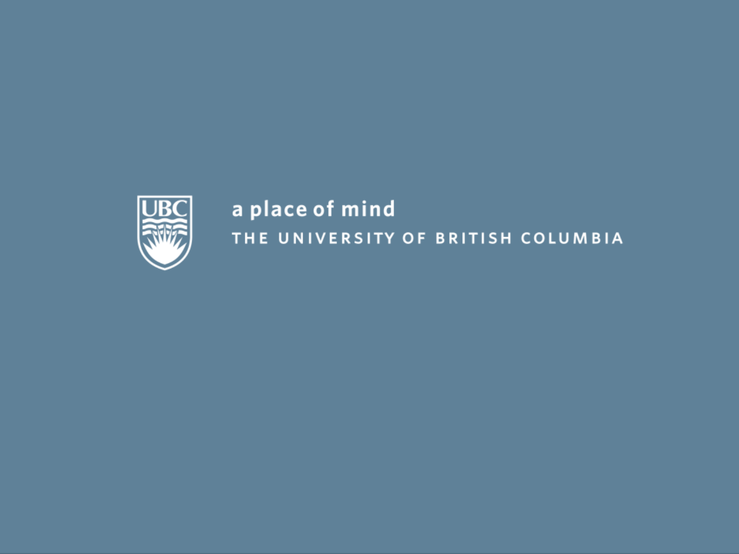UBC

a place of mind

THE UNIVERSITY OF BRITISH COLUMBIA